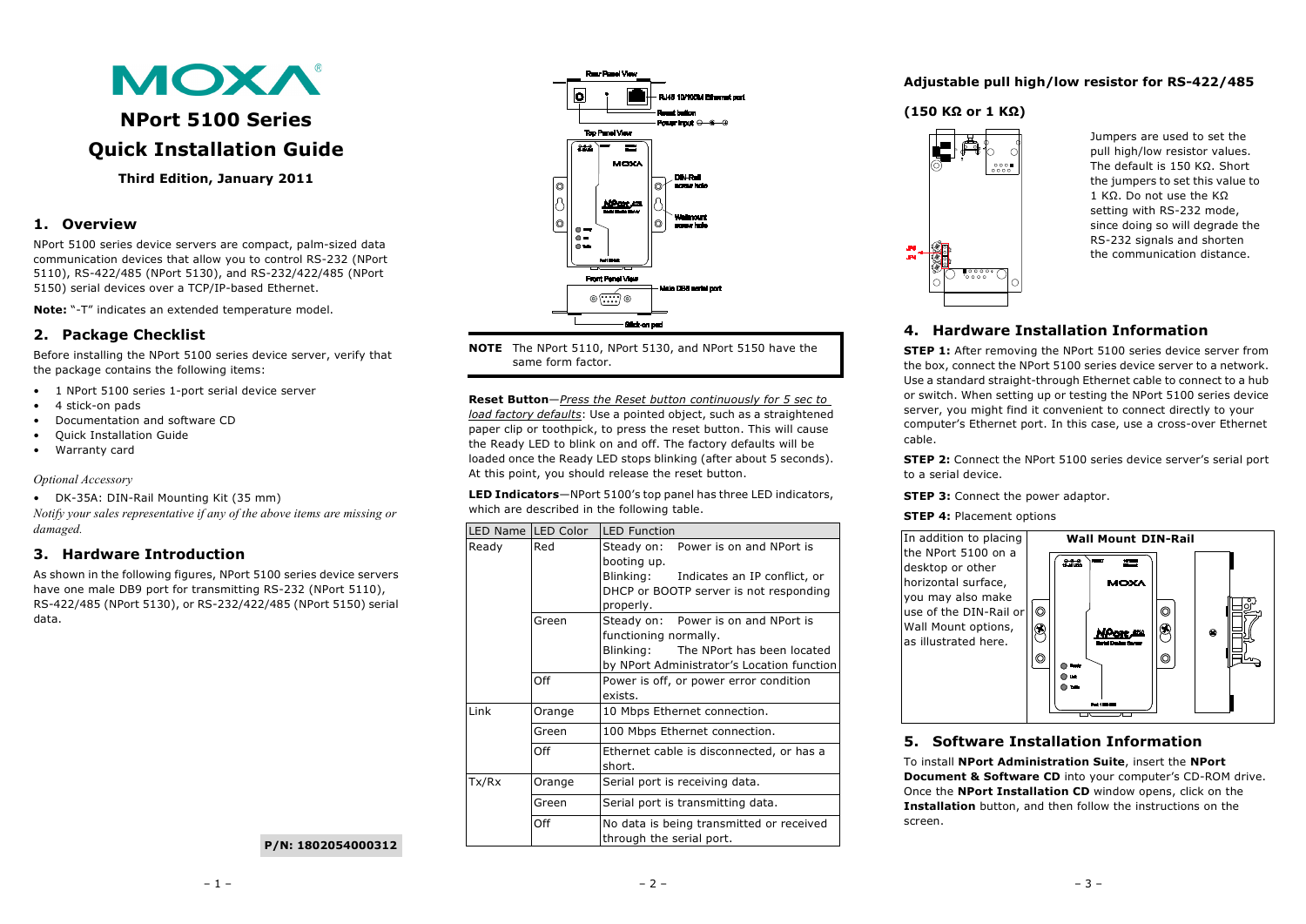MOXA

# NPort 5100 Series Quick Installation Guide

**Third Edition, January 2011**

## 1. Overview

NPort 5100 series device servers are compact, palm-sized data communication devices that allow you to control RS-232 (NPort 5110), RS-422/485 (NPort 5130), and RS-232/422/485 (NPort 5150) serial devices over a TCP/IP-based Ethernet.

**Note:** "-T" indicates an extended temperature model.

## 2. Package Checklist

Before installing the NPort 5100 series device server, verify that the package contains the following items:

- 1 NPort 5100 series 1-port serial device server
- 4 stick-on pads
- Documentation and software CD
- Quick Installation Guide
- Warranty card

*Optional Accessory*

- DK-35A: DIN-Rail Mounting Kit (35 mm)

*Notify your sales representative if any of the above items are missing or damaged.*

## 3. Hardware Introduction

As shown in the following figures, NPort 5100 series device servers have one male DB9 port for transmitting RS-232 (NPort 5110), RS-422/485 (NPort 5130), or RS-232/422/485 (NPort 5150) serial data.

P/N: 1802054000312

Rear Panel View: RJ45 10/100M Ethernet port, Reset button, Power input

Top Panel View: DIN-Rail screw hole, Wallmount screw hole

Front Panel View: Male DB9 serial port, Stick-on pad

**NOTE** The NPort 5110, NPort 5130, and NPort 5150 have the same form factor.

**Reset Button**—*Press the Reset button continuously for 5 sec to load factory defaults*: Use a pointed object, such as a straightened paper clip or toothpick, to press the reset button. This will cause the Ready LED to blink on and off. The factory defaults will be loaded once the Ready LED stops blinking (after about 5 seconds). At this point, you should release the reset button.

**LED Indicators**—NPort 5100's top panel has three LED indicators, which are described in the following table.

| LED Name | LED Color | LED Function |
|---|---|---|
| Ready | Red | Steady on: Power is on and NPort is booting up.<br>Blinking: Indicates an IP conflict, or DHCP or BOOTP server is not responding properly. |
| | Green | Steady on: Power is on and NPort is functioning normally.<br>Blinking: The NPort has been located by NPort Administrator's Location function |
| | Off | Power is off, or power error condition exists. |
| Link | Orange | 10 Mbps Ethernet connection. |
| | Green | 100 Mbps Ethernet connection. |
| | Off | Ethernet cable is disconnected, or has a short. |
| Tx/Rx | Orange | Serial port is receiving data. |
| | Green | Serial port is transmitting data. |
| | Off | No data is being transmitted or received through the serial port. |

**Adjustable pull high/low resistor for RS-422/485**

**(150 KΩ or 1 KΩ)**

Jumpers are used to set the pull high/low resistor values. The default is 150 KΩ. Short the jumpers to set this value to 1 KΩ. Do not use the KΩ setting with RS-232 mode, since doing so will degrade the RS-232 signals and shorten the communication distance.

## 4. Hardware Installation Information

**STEP 1:** After removing the NPort 5100 series device server from the box, connect the NPort 5100 series device server to a network. Use a standard straight-through Ethernet cable to connect to a hub or switch. When setting up or testing the NPort 5100 series device server, you might find it convenient to connect directly to your computer's Ethernet port. In this case, use a cross-over Ethernet cable.

**STEP 2:** Connect the NPort 5100 series device server's serial port to a serial device.

**STEP 3:** Connect the power adaptor.

**STEP 4:** Placement options

| In addition to placing the NPort 5100 on a desktop or other horizontal surface, you may also make use of the DIN-Rail or Wall Mount options, as illustrated here. | **Wall Mount DIN-Rail** |
|---|---|

## 5. Software Installation Information

To install **NPort Administration Suite**, insert the **NPort Document & Software CD** into your computer's CD-ROM drive. Once the **NPort Installation CD** window opens, click on the **Installation** button, and then follow the instructions on the screen.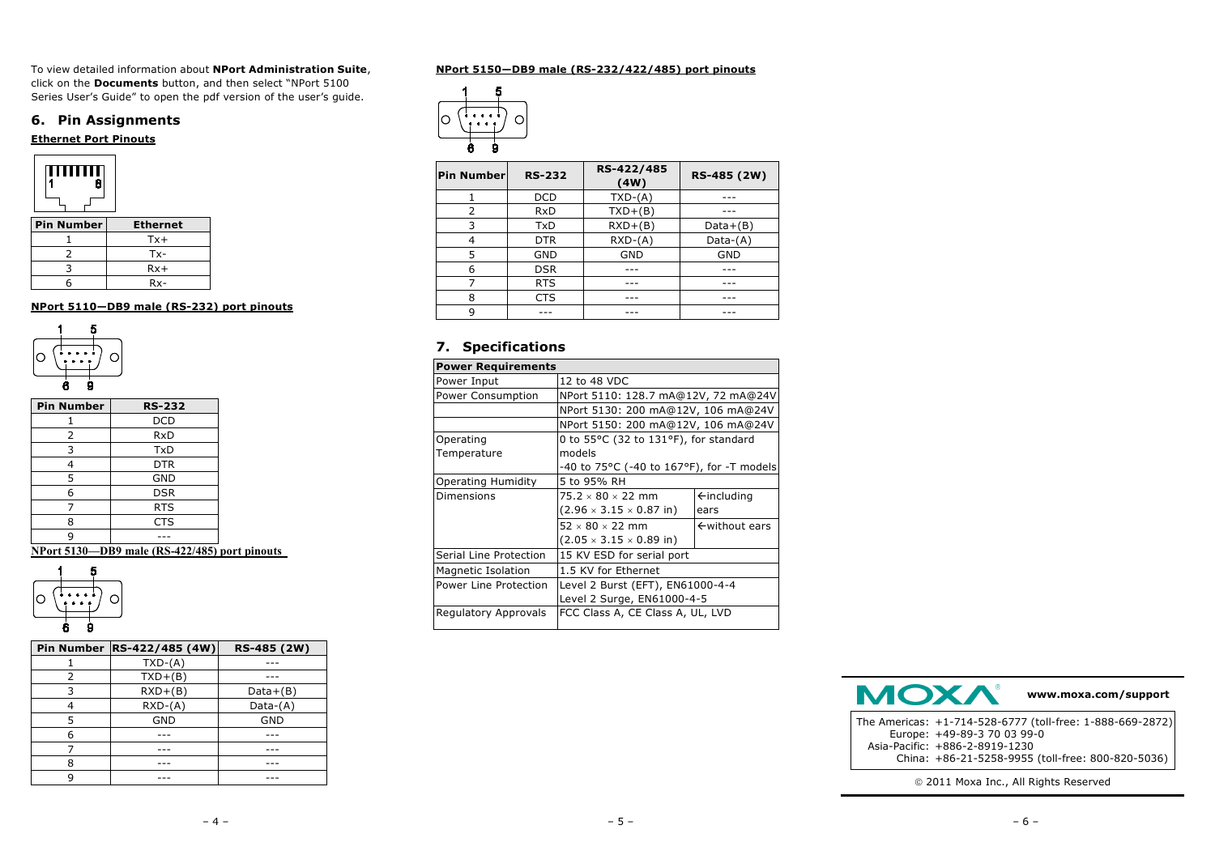To view detailed information about **NPort Administration Suite**, click on the **Documents** button, and then select "NPort 5100 Series User's Guide" to open the pdf version of the user's guide.

## 6. Pin Assignments

**Ethernet Port Pinouts**

1 8

| Pin Number | Ethernet |
|---|---|
| 1 | Tx+ |
| 2 | Tx- |
| 3 | Rx+ |
| 6 | Rx- |

**NPort 5110—DB9 male (RS-232) port pinouts**

1 5

6 9

| Pin Number | RS-232 |
|---|---|
| 1 | DCD |
| 2 | RxD |
| 3 | TxD |
| 4 | DTR |
| 5 | GND |
| 6 | DSR |
| 7 | RTS |
| 8 | CTS |
| 9 | --- |

**NPort 5130—DB9 male (RS-422/485) port pinouts**

1 5

6 9

| Pin Number | RS-422/485 (4W) | RS-485 (2W) |
|---|---|---|
| 1 | TXD-(A) | --- |
| 2 | TXD+(B) | --- |
| 3 | RXD+(B) | Data+(B) |
| 4 | RXD-(A) | Data-(A) |
| 5 | GND | GND |
| 6 | --- | --- |
| 7 | --- | --- |
| 8 | --- | --- |
| 9 | --- | --- |

**NPort 5150—DB9 male (RS-232/422/485) port pinouts**

1 5

6 9

| Pin Number | RS-232 | RS-422/485 (4W) | RS-485 (2W) |
|---|---|---|---|
| 1 | DCD | TXD-(A) | --- |
| 2 | RxD | TXD+(B) | --- |
| 3 | TxD | RXD+(B) | Data+(B) |
| 4 | DTR | RXD-(A) | Data-(A) |
| 5 | GND | GND | GND |
| 6 | DSR | --- | --- |
| 7 | RTS | --- | --- |
| 8 | CTS | --- | --- |
| 9 | --- | --- | --- |

## 7. Specifications

| Power Requirements | | |
|---|---|---|
| Power Input | 12 to 48 VDC | |
| Power Consumption | NPort 5110: 128.7 mA@12V, 72 mA@24V | |
| | NPort 5130: 200 mA@12V, 106 mA@24V | |
| | NPort 5150: 200 mA@12V, 106 mA@24V | |
| Operating Temperature | 0 to 55°C (32 to 131°F), for standard models<br>-40 to 75°C (-40 to 167°F), for -T models | |
| Operating Humidity | 5 to 95% RH | |
| Dimensions | 75.2 × 80 × 22 mm (2.96 × 3.15 × 0.87 in) | ←including ears |
| | 52 × 80 × 22 mm (2.05 × 3.15 × 0.89 in) | ←without ears |
| Serial Line Protection | 15 KV ESD for serial port | |
| Magnetic Isolation | 1.5 KV for Ethernet | |
| Power Line Protection | Level 2 Burst (EFT), EN61000-4-4<br>Level 2 Surge, EN61000-4-5 | |
| Regulatory Approvals | FCC Class A, CE Class A, UL, LVD | |

MOXA® **www.moxa.com/support**

The Americas: +1-714-528-6777 (toll-free: 1-888-669-2872)
Europe: +49-89-3 70 03 99-0
Asia-Pacific: +886-2-8919-1230
China: +86-21-5258-9955 (toll-free: 800-820-5036)

© 2011 Moxa Inc., All Rights Reserved